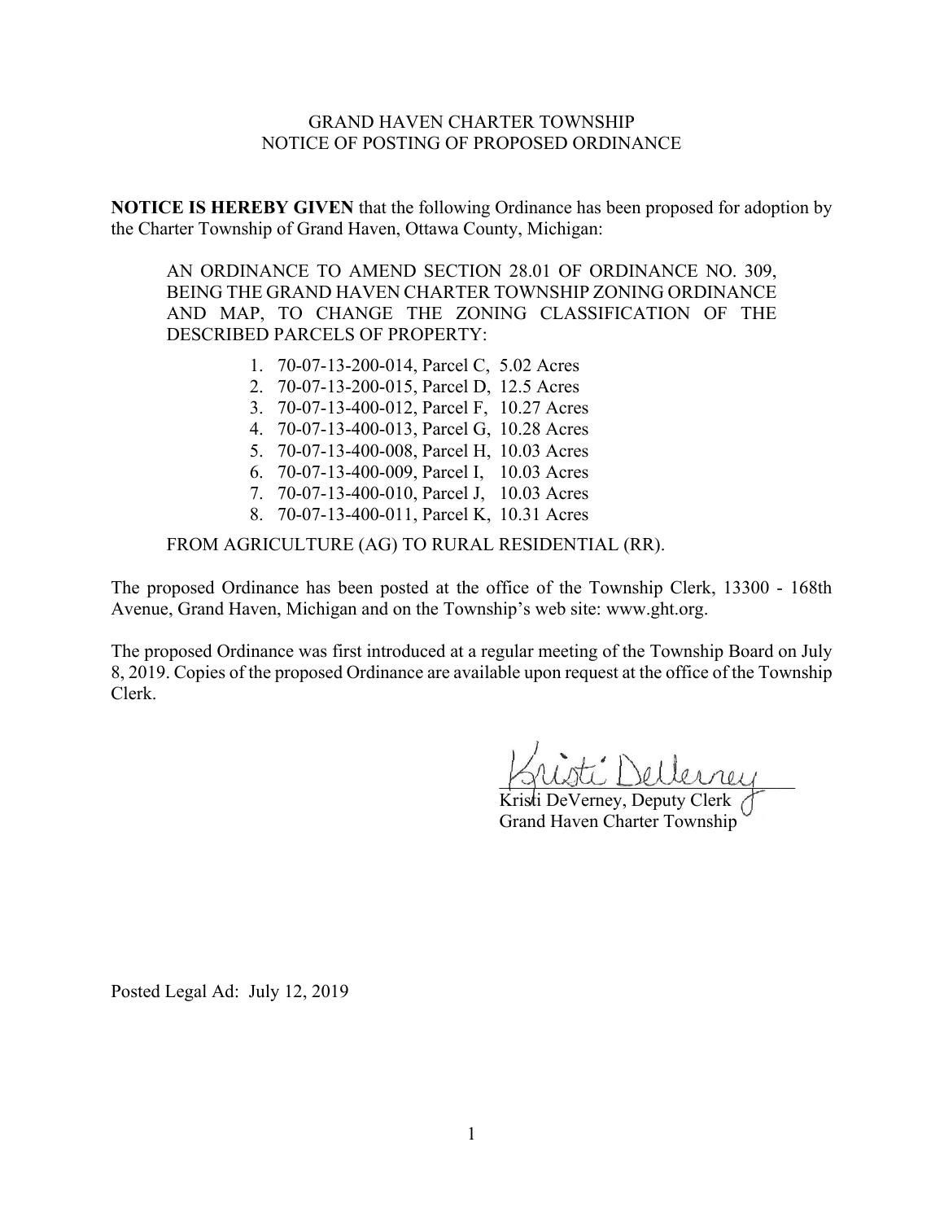# GRAND HAVEN CHARTER TOWNSHIP
## NOTICE OF POSTING OF PROPOSED ORDINANCE

**NOTICE IS HEREBY GIVEN** that the following Ordinance has been proposed for adoption by the Charter Township of Grand Haven, Ottawa County, Michigan:

> AN ORDINANCE TO AMEND SECTION 28.01 OF ORDINANCE NO. 309, BEING THE GRAND HAVEN CHARTER TOWNSHIP ZONING ORDINANCE AND MAP, TO CHANGE THE ZONING CLASSIFICATION OF THE DESCRIBED PARCELS OF PROPERTY:
>
> 1. 70-07-13-200-014, Parcel C, 5.02 Acres
> 2. 70-07-13-200-015, Parcel D, 12.5 Acres
> 3. 70-07-13-400-012, Parcel F, 10.27 Acres
> 4. 70-07-13-400-013, Parcel G, 10.28 Acres
> 5. 70-07-13-400-008, Parcel H, 10.03 Acres
> 6. 70-07-13-400-009, Parcel I, 10.03 Acres
> 7. 70-07-13-400-010, Parcel J, 10.03 Acres
> 8. 70-07-13-400-011, Parcel K, 10.31 Acres
>
> FROM AGRICULTURE (AG) TO RURAL RESIDENTIAL (RR).

The proposed Ordinance has been posted at the office of the Township Clerk, 13300 - 168th Avenue, Grand Haven, Michigan and on the Township's web site: www.ght.org.

The proposed Ordinance was first introduced at a regular meeting of the Township Board on July 8, 2019. Copies of the proposed Ordinance are available upon request at the office of the Township Clerk.

Kristi DeVerney, Deputy Clerk
Grand Haven Charter Township

Posted Legal Ad: July 12, 2019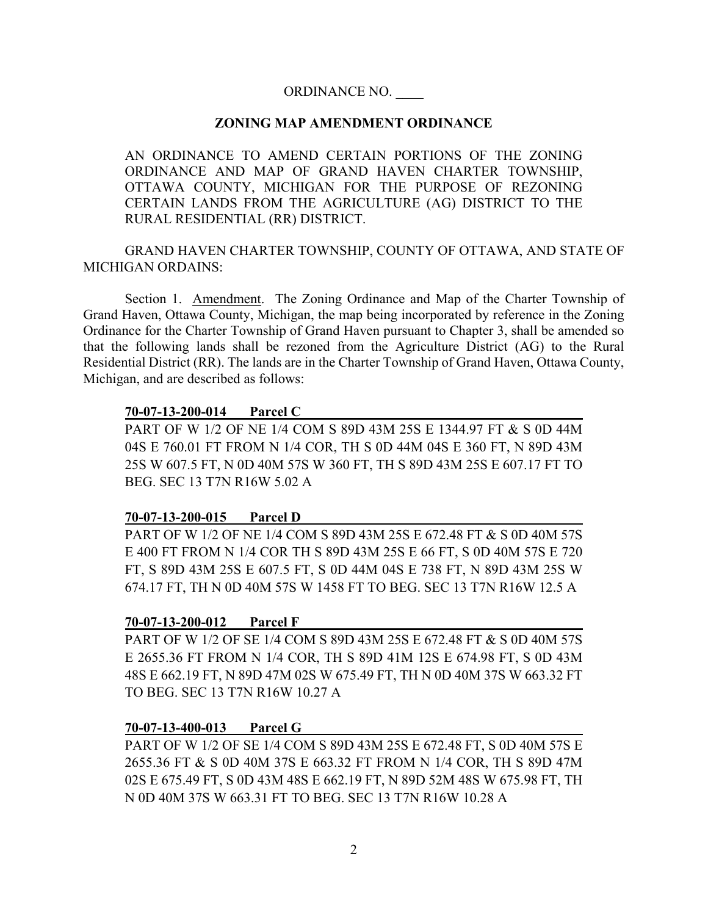ORDINANCE NO. ____

**ZONING MAP AMENDMENT ORDINANCE**

AN ORDINANCE TO AMEND CERTAIN PORTIONS OF THE ZONING ORDINANCE AND MAP OF GRAND HAVEN CHARTER TOWNSHIP, OTTAWA COUNTY, MICHIGAN FOR THE PURPOSE OF REZONING CERTAIN LANDS FROM THE AGRICULTURE (AG) DISTRICT TO THE RURAL RESIDENTIAL (RR) DISTRICT.

GRAND HAVEN CHARTER TOWNSHIP, COUNTY OF OTTAWA, AND STATE OF MICHIGAN ORDAINS:

Section 1. Amendment. The Zoning Ordinance and Map of the Charter Township of Grand Haven, Ottawa County, Michigan, the map being incorporated by reference in the Zoning Ordinance for the Charter Township of Grand Haven pursuant to Chapter 3, shall be amended so that the following lands shall be rezoned from the Agriculture District (AG) to the Rural Residential District (RR). The lands are in the Charter Township of Grand Haven, Ottawa County, Michigan, and are described as follows:

**70-07-13-200-014 Parcel C**

PART OF W 1/2 OF NE 1/4 COM S 89D 43M 25S E 1344.97 FT & S 0D 44M 04S E 760.01 FT FROM N 1/4 COR, TH S 0D 44M 04S E 360 FT, N 89D 43M 25S W 607.5 FT, N 0D 40M 57S W 360 FT, TH S 89D 43M 25S E 607.17 FT TO BEG. SEC 13 T7N R16W 5.02 A

**70-07-13-200-015 Parcel D**

PART OF W 1/2 OF NE 1/4 COM S 89D 43M 25S E 672.48 FT & S 0D 40M 57S E 400 FT FROM N 1/4 COR TH S 89D 43M 25S E 66 FT, S 0D 40M 57S E 720 FT, S 89D 43M 25S E 607.5 FT, S 0D 44M 04S E 738 FT, N 89D 43M 25S W 674.17 FT, TH N 0D 40M 57S W 1458 FT TO BEG. SEC 13 T7N R16W 12.5 A

**70-07-13-200-012 Parcel F**

PART OF W 1/2 OF SE 1/4 COM S 89D 43M 25S E 672.48 FT & S 0D 40M 57S E 2655.36 FT FROM N 1/4 COR, TH S 89D 41M 12S E 674.98 FT, S 0D 43M 48S E 662.19 FT, N 89D 47M 02S W 675.49 FT, TH N 0D 40M 37S W 663.32 FT TO BEG. SEC 13 T7N R16W 10.27 A

**70-07-13-400-013 Parcel G**

PART OF W 1/2 OF SE 1/4 COM S 89D 43M 25S E 672.48 FT, S 0D 40M 57S E 2655.36 FT & S 0D 40M 37S E 663.32 FT FROM N 1/4 COR, TH S 89D 47M 02S E 675.49 FT, S 0D 43M 48S E 662.19 FT, N 89D 52M 48S W 675.98 FT, TH N 0D 40M 37S W 663.31 FT TO BEG. SEC 13 T7N R16W 10.28 A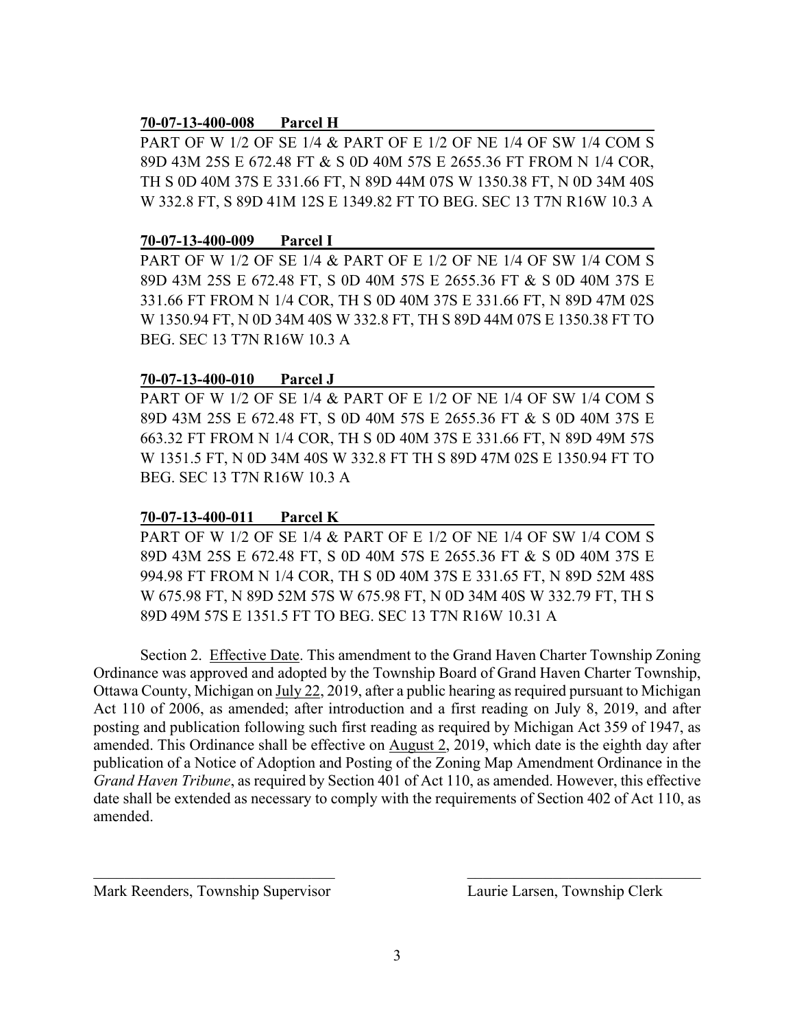**70-07-13-400-008 Parcel H**

PART OF W 1/2 OF SE 1/4 & PART OF E 1/2 OF NE 1/4 OF SW 1/4 COM S 89D 43M 25S E 672.48 FT & S 0D 40M 57S E 2655.36 FT FROM N 1/4 COR, TH S 0D 40M 37S E 331.66 FT, N 89D 44M 07S W 1350.38 FT, N 0D 34M 40S W 332.8 FT, S 89D 41M 12S E 1349.82 FT TO BEG. SEC 13 T7N R16W 10.3 A

**70-07-13-400-009 Parcel I**

PART OF W 1/2 OF SE 1/4 & PART OF E 1/2 OF NE 1/4 OF SW 1/4 COM S 89D 43M 25S E 672.48 FT, S 0D 40M 57S E 2655.36 FT & S 0D 40M 37S E 331.66 FT FROM N 1/4 COR, TH S 0D 40M 37S E 331.66 FT, N 89D 47M 02S W 1350.94 FT, N 0D 34M 40S W 332.8 FT, TH S 89D 44M 07S E 1350.38 FT TO BEG. SEC 13 T7N R16W 10.3 A

**70-07-13-400-010 Parcel J**

PART OF W 1/2 OF SE 1/4 & PART OF E 1/2 OF NE 1/4 OF SW 1/4 COM S 89D 43M 25S E 672.48 FT, S 0D 40M 57S E 2655.36 FT & S 0D 40M 37S E 663.32 FT FROM N 1/4 COR, TH S 0D 40M 37S E 331.66 FT, N 89D 49M 57S W 1351.5 FT, N 0D 34M 40S W 332.8 FT TH S 89D 47M 02S E 1350.94 FT TO BEG. SEC 13 T7N R16W 10.3 A

**70-07-13-400-011 Parcel K**

PART OF W 1/2 OF SE 1/4 & PART OF E 1/2 OF NE 1/4 OF SW 1/4 COM S 89D 43M 25S E 672.48 FT, S 0D 40M 57S E 2655.36 FT & S 0D 40M 37S E 994.98 FT FROM N 1/4 COR, TH S 0D 40M 37S E 331.65 FT, N 89D 52M 48S W 675.98 FT, N 89D 52M 57S W 675.98 FT, N 0D 34M 40S W 332.79 FT, TH S 89D 49M 57S E 1351.5 FT TO BEG. SEC 13 T7N R16W 10.31 A

Section 2. Effective Date. This amendment to the Grand Haven Charter Township Zoning Ordinance was approved and adopted by the Township Board of Grand Haven Charter Township, Ottawa County, Michigan on July 22, 2019, after a public hearing as required pursuant to Michigan Act 110 of 2006, as amended; after introduction and a first reading on July 8, 2019, and after posting and publication following such first reading as required by Michigan Act 359 of 1947, as amended. This Ordinance shall be effective on August 2, 2019, which date is the eighth day after publication of a Notice of Adoption and Posting of the Zoning Map Amendment Ordinance in the *Grand Haven Tribune*, as required by Section 401 of Act 110, as amended. However, this effective date shall be extended as necessary to comply with the requirements of Section 402 of Act 110, as amended.

\_\_\_\_\_\_\_\_\_\_\_\_\_\_\_\_\_\_\_\_\_\_\_\_\_\_\_\_\_\_\_\_
Mark Reenders, Township Supervisor

\_\_\_\_\_\_\_\_\_\_\_\_\_\_\_\_\_\_\_\_\_\_\_\_\_\_\_\_\_\_\_\_
Laurie Larsen, Township Clerk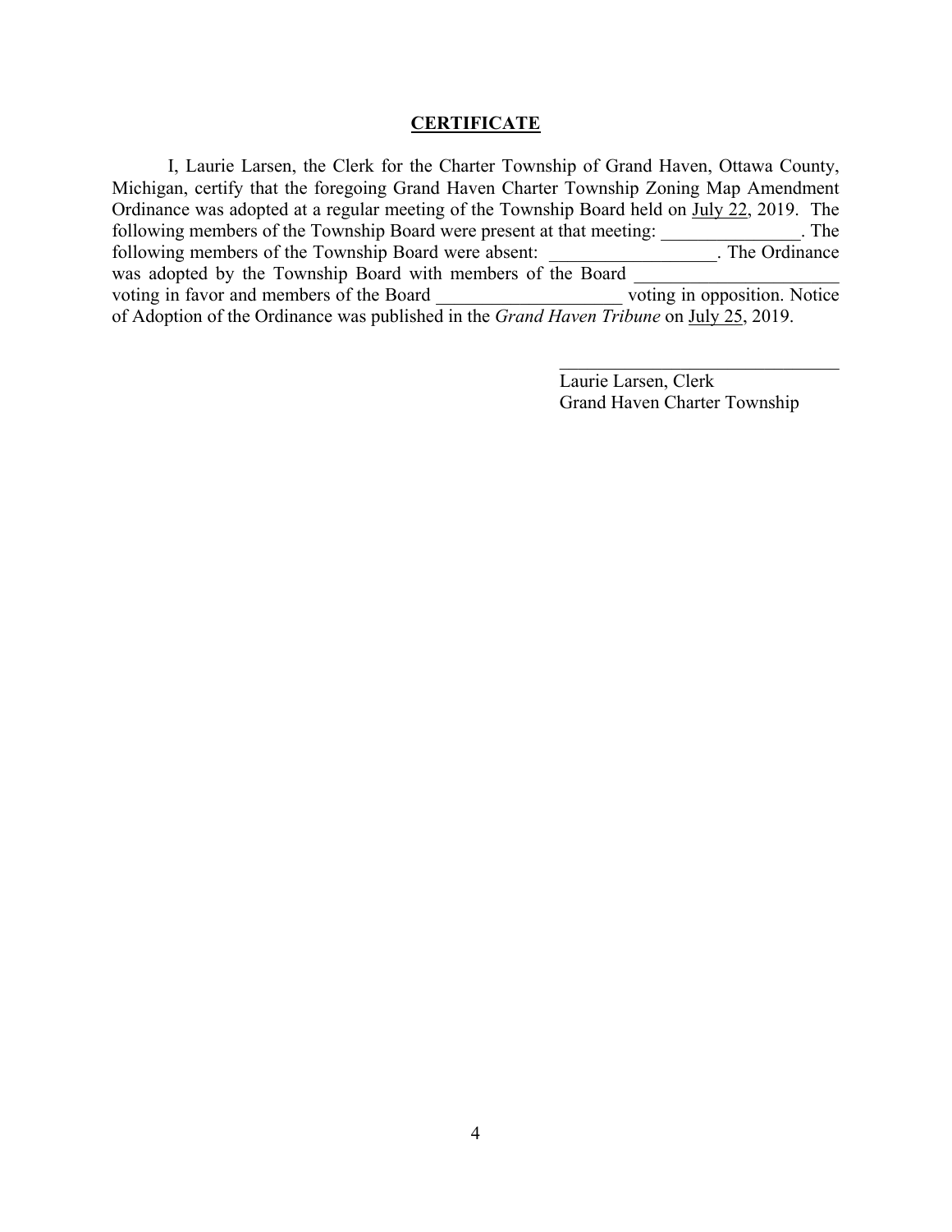**CERTIFICATE**

I, Laurie Larsen, the Clerk for the Charter Township of Grand Haven, Ottawa County, Michigan, certify that the foregoing Grand Haven Charter Township Zoning Map Amendment Ordinance was adopted at a regular meeting of the Township Board held on July 22, 2019. The following members of the Township Board were present at that meeting: _______________. The following members of the Township Board were absent: __________________. The Ordinance was adopted by the Township Board with members of the Board ______________________ voting in favor and members of the Board ____________________ voting in opposition. Notice of Adoption of the Ordinance was published in the *Grand Haven Tribune* on July 25, 2019.

_______________________________
Laurie Larsen, Clerk
Grand Haven Charter Township